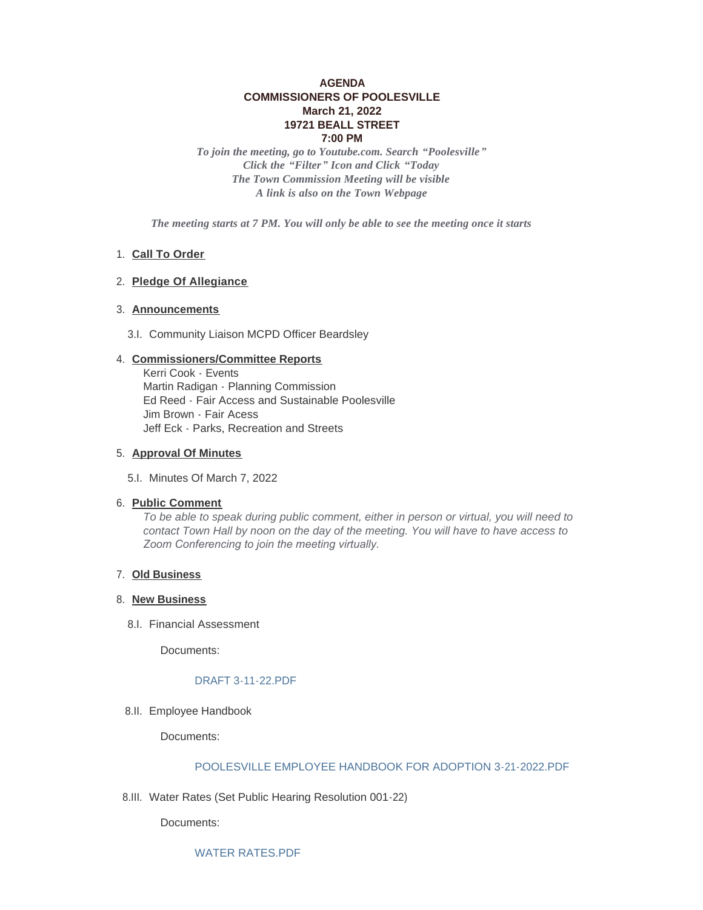**AGENDA**
**COMMISSIONERS OF POOLESVILLE**
**March 21, 2022**
**19721 BEALL STREET**
**7:00 PM**

*To join the meeting, go to Youtube.com. Search "Poolesville"*
*Click the "Filter" Icon and Click "Today*
*The Town Commission Meeting will be visible*
*A link is also on the Town Webpage*

*The meeting starts at 7 PM. You will only be able to see the meeting once it starts*

1. **Call To Order**

2. **Pledge Of Allegiance**

3. **Announcements**

   3.I. Community Liaison MCPD Officer Beardsley

4. **Commissioners/Committee Reports**

   Kerri Cook - Events
   Martin Radigan - Planning Commission
   Ed Reed - Fair Access and Sustainable Poolesville
   Jim Brown - Fair Acess
   Jeff Eck - Parks, Recreation and Streets

5. **Approval Of Minutes**

   5.I. Minutes Of March 7, 2022

6. **Public Comment**

   *To be able to speak during public comment, either in person or virtual, you will need to contact Town Hall by noon on the day of the meeting. You will have to have access to Zoom Conferencing to join the meeting virtually.*

7. **Old Business**

8. **New Business**

   8.I. Financial Assessment

   Documents:

   DRAFT 3-11-22.PDF

   8.II. Employee Handbook

   Documents:

   POOLESVILLE EMPLOYEE HANDBOOK FOR ADOPTION 3-21-2022.PDF

   8.III. Water Rates (Set Public Hearing Resolution 001-22)

   Documents:

   WATER RATES.PDF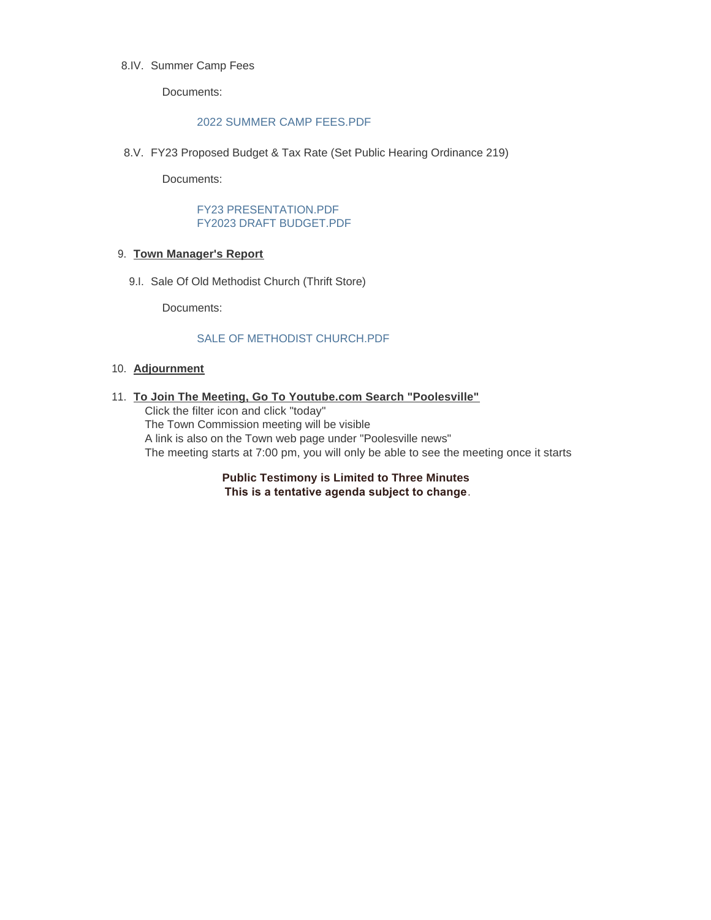8.IV. Summer Camp Fees

Documents:

2022 SUMMER CAMP FEES.PDF

8.V. FY23 Proposed Budget & Tax Rate (Set Public Hearing Ordinance 219)

Documents:

FY23 PRESENTATION.PDF
FY2023 DRAFT BUDGET.PDF

9. **Town Manager's Report**

9.I. Sale Of Old Methodist Church (Thrift Store)

Documents:

SALE OF METHODIST CHURCH.PDF

10. **Adjournment**

11. **To Join The Meeting, Go To Youtube.com Search "Poolesville"**
Click the filter icon and click "today"
The Town Commission meeting will be visible
A link is also on the Town web page under "Poolesville news"
The meeting starts at 7:00 pm, you will only be able to see the meeting once it starts

**Public Testimony is Limited to Three Minutes**
**This is a tentative agenda subject to change**.